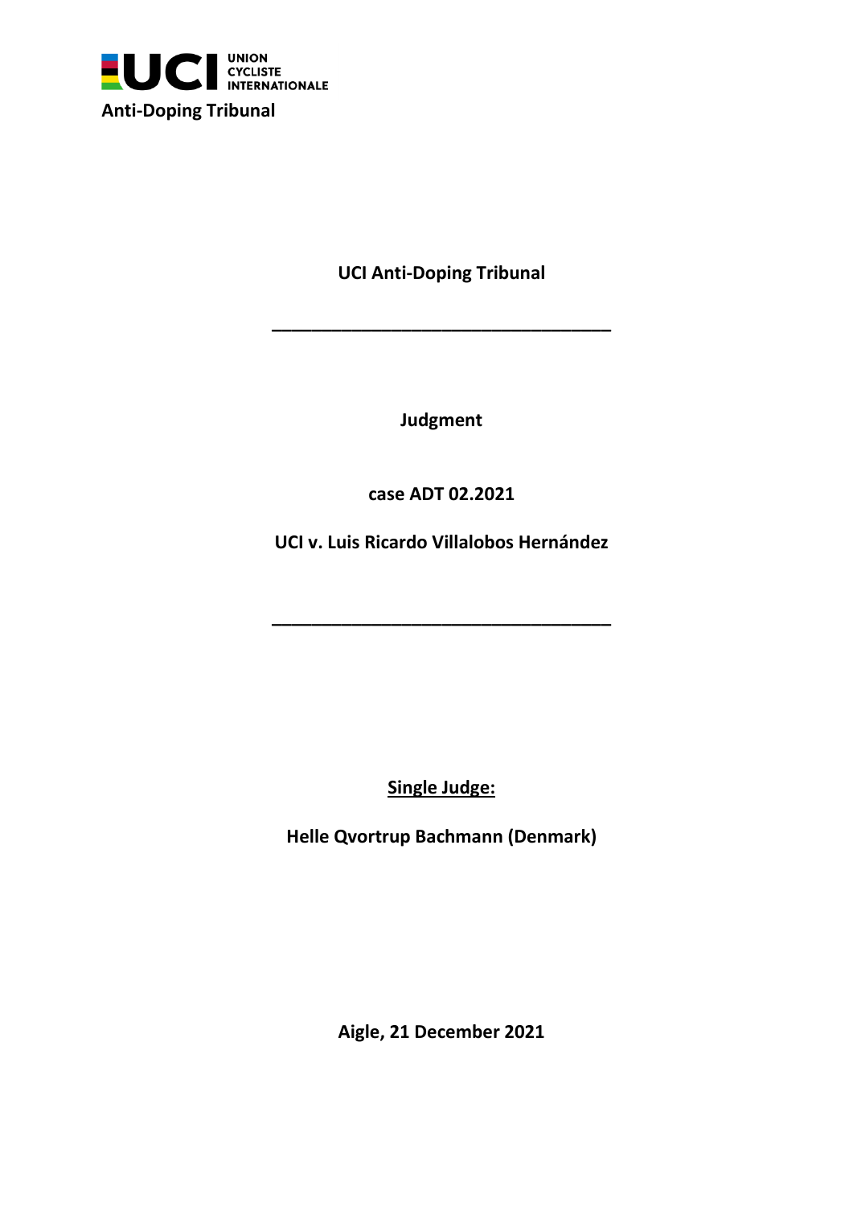UNION CYCLISTE INTERNATIONALE

**Anti-Doping Tribunal**

**UCI Anti-Doping Tribunal**

---

**Judgment**

**case ADT 02.2021**

**UCI v. Luis Ricardo Villalobos Hernández**

---

**<u>Single Judge:</u>**

**Helle Qvortrup Bachmann (Denmark)**

**Aigle, 21 December 2021**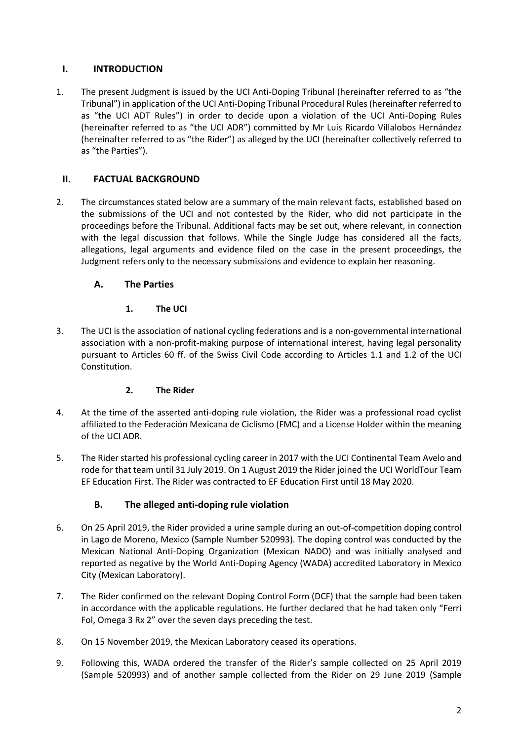## I. INTRODUCTION

1. The present Judgment is issued by the UCI Anti-Doping Tribunal (hereinafter referred to as "the Tribunal") in application of the UCI Anti-Doping Tribunal Procedural Rules (hereinafter referred to as "the UCI ADT Rules") in order to decide upon a violation of the UCI Anti-Doping Rules (hereinafter referred to as "the UCI ADR") committed by Mr Luis Ricardo Villalobos Hernández (hereinafter referred to as "the Rider") as alleged by the UCI (hereinafter collectively referred to as "the Parties").

## II. FACTUAL BACKGROUND

2. The circumstances stated below are a summary of the main relevant facts, established based on the submissions of the UCI and not contested by the Rider, who did not participate in the proceedings before the Tribunal. Additional facts may be set out, where relevant, in connection with the legal discussion that follows. While the Single Judge has considered all the facts, allegations, legal arguments and evidence filed on the case in the present proceedings, the Judgment refers only to the necessary submissions and evidence to explain her reasoning.

### A. The Parties

#### 1. The UCI

3. The UCI is the association of national cycling federations and is a non-governmental international association with a non-profit-making purpose of international interest, having legal personality pursuant to Articles 60 ff. of the Swiss Civil Code according to Articles 1.1 and 1.2 of the UCI Constitution.

#### 2. The Rider

4. At the time of the asserted anti-doping rule violation, the Rider was a professional road cyclist affiliated to the Federación Mexicana de Ciclismo (FMC) and a License Holder within the meaning of the UCI ADR.

5. The Rider started his professional cycling career in 2017 with the UCI Continental Team Avelo and rode for that team until 31 July 2019. On 1 August 2019 the Rider joined the UCI WorldTour Team EF Education First. The Rider was contracted to EF Education First until 18 May 2020.

### B. The alleged anti-doping rule violation

6. On 25 April 2019, the Rider provided a urine sample during an out-of-competition doping control in Lago de Moreno, Mexico (Sample Number 520993). The doping control was conducted by the Mexican National Anti-Doping Organization (Mexican NADO) and was initially analysed and reported as negative by the World Anti-Doping Agency (WADA) accredited Laboratory in Mexico City (Mexican Laboratory).

7. The Rider confirmed on the relevant Doping Control Form (DCF) that the sample had been taken in accordance with the applicable regulations. He further declared that he had taken only "Ferri Fol, Omega 3 Rx 2" over the seven days preceding the test.

8. On 15 November 2019, the Mexican Laboratory ceased its operations.

9. Following this, WADA ordered the transfer of the Rider's sample collected on 25 April 2019 (Sample 520993) and of another sample collected from the Rider on 29 June 2019 (Sample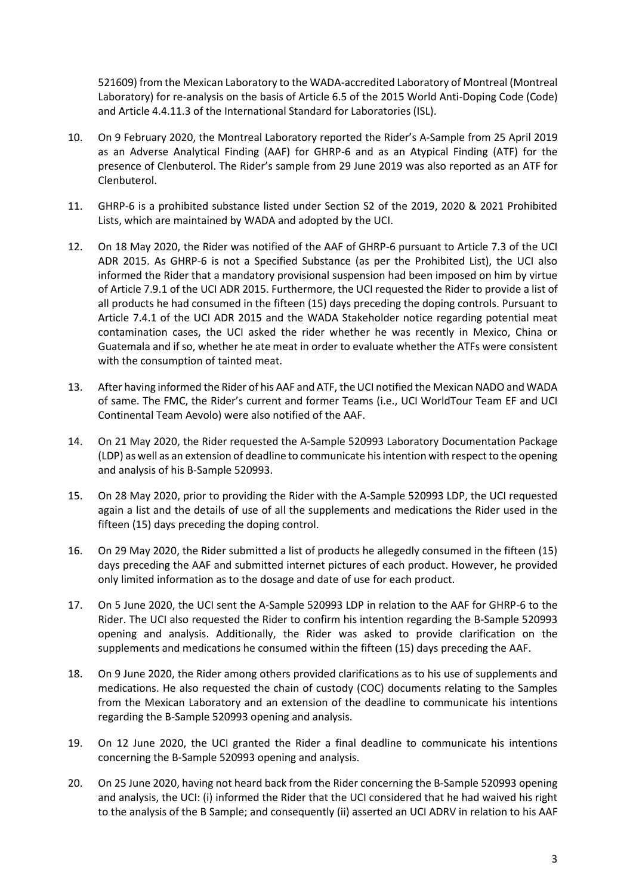521609) from the Mexican Laboratory to the WADA-accredited Laboratory of Montreal (Montreal Laboratory) for re-analysis on the basis of Article 6.5 of the 2015 World Anti-Doping Code (Code) and Article 4.4.11.3 of the International Standard for Laboratories (ISL).

10. On 9 February 2020, the Montreal Laboratory reported the Rider's A-Sample from 25 April 2019 as an Adverse Analytical Finding (AAF) for GHRP-6 and as an Atypical Finding (ATF) for the presence of Clenbuterol. The Rider's sample from 29 June 2019 was also reported as an ATF for Clenbuterol.

11. GHRP-6 is a prohibited substance listed under Section S2 of the 2019, 2020 & 2021 Prohibited Lists, which are maintained by WADA and adopted by the UCI.

12. On 18 May 2020, the Rider was notified of the AAF of GHRP-6 pursuant to Article 7.3 of the UCI ADR 2015. As GHRP-6 is not a Specified Substance (as per the Prohibited List), the UCI also informed the Rider that a mandatory provisional suspension had been imposed on him by virtue of Article 7.9.1 of the UCI ADR 2015. Furthermore, the UCI requested the Rider to provide a list of all products he had consumed in the fifteen (15) days preceding the doping controls. Pursuant to Article 7.4.1 of the UCI ADR 2015 and the WADA Stakeholder notice regarding potential meat contamination cases, the UCI asked the rider whether he was recently in Mexico, China or Guatemala and if so, whether he ate meat in order to evaluate whether the ATFs were consistent with the consumption of tainted meat.

13. After having informed the Rider of his AAF and ATF, the UCI notified the Mexican NADO and WADA of same. The FMC, the Rider's current and former Teams (i.e., UCI WorldTour Team EF and UCI Continental Team Aevolo) were also notified of the AAF.

14. On 21 May 2020, the Rider requested the A-Sample 520993 Laboratory Documentation Package (LDP) as well as an extension of deadline to communicate his intention with respect to the opening and analysis of his B-Sample 520993.

15. On 28 May 2020, prior to providing the Rider with the A-Sample 520993 LDP, the UCI requested again a list and the details of use of all the supplements and medications the Rider used in the fifteen (15) days preceding the doping control.

16. On 29 May 2020, the Rider submitted a list of products he allegedly consumed in the fifteen (15) days preceding the AAF and submitted internet pictures of each product. However, he provided only limited information as to the dosage and date of use for each product.

17. On 5 June 2020, the UCI sent the A-Sample 520993 LDP in relation to the AAF for GHRP-6 to the Rider. The UCI also requested the Rider to confirm his intention regarding the B-Sample 520993 opening and analysis. Additionally, the Rider was asked to provide clarification on the supplements and medications he consumed within the fifteen (15) days preceding the AAF.

18. On 9 June 2020, the Rider among others provided clarifications as to his use of supplements and medications. He also requested the chain of custody (COC) documents relating to the Samples from the Mexican Laboratory and an extension of the deadline to communicate his intentions regarding the B-Sample 520993 opening and analysis.

19. On 12 June 2020, the UCI granted the Rider a final deadline to communicate his intentions concerning the B-Sample 520993 opening and analysis.

20. On 25 June 2020, having not heard back from the Rider concerning the B-Sample 520993 opening and analysis, the UCI: (i) informed the Rider that the UCI considered that he had waived his right to the analysis of the B Sample; and consequently (ii) asserted an UCI ADRV in relation to his AAF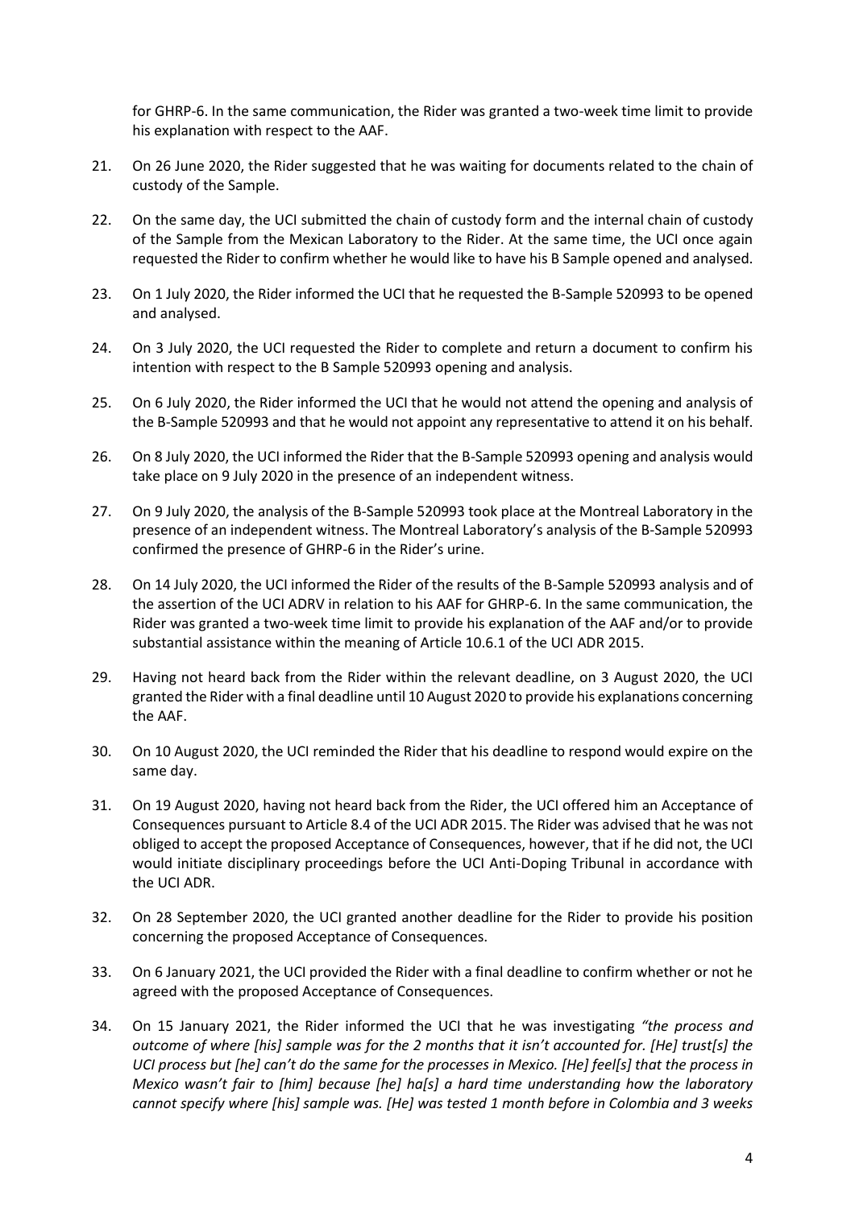for GHRP-6. In the same communication, the Rider was granted a two-week time limit to provide his explanation with respect to the AAF.

21. On 26 June 2020, the Rider suggested that he was waiting for documents related to the chain of custody of the Sample.

22. On the same day, the UCI submitted the chain of custody form and the internal chain of custody of the Sample from the Mexican Laboratory to the Rider. At the same time, the UCI once again requested the Rider to confirm whether he would like to have his B Sample opened and analysed.

23. On 1 July 2020, the Rider informed the UCI that he requested the B-Sample 520993 to be opened and analysed.

24. On 3 July 2020, the UCI requested the Rider to complete and return a document to confirm his intention with respect to the B Sample 520993 opening and analysis.

25. On 6 July 2020, the Rider informed the UCI that he would not attend the opening and analysis of the B-Sample 520993 and that he would not appoint any representative to attend it on his behalf.

26. On 8 July 2020, the UCI informed the Rider that the B-Sample 520993 opening and analysis would take place on 9 July 2020 in the presence of an independent witness.

27. On 9 July 2020, the analysis of the B-Sample 520993 took place at the Montreal Laboratory in the presence of an independent witness. The Montreal Laboratory's analysis of the B-Sample 520993 confirmed the presence of GHRP-6 in the Rider's urine.

28. On 14 July 2020, the UCI informed the Rider of the results of the B-Sample 520993 analysis and of the assertion of the UCI ADRV in relation to his AAF for GHRP-6. In the same communication, the Rider was granted a two-week time limit to provide his explanation of the AAF and/or to provide substantial assistance within the meaning of Article 10.6.1 of the UCI ADR 2015.

29. Having not heard back from the Rider within the relevant deadline, on 3 August 2020, the UCI granted the Rider with a final deadline until 10 August 2020 to provide his explanations concerning the AAF.

30. On 10 August 2020, the UCI reminded the Rider that his deadline to respond would expire on the same day.

31. On 19 August 2020, having not heard back from the Rider, the UCI offered him an Acceptance of Consequences pursuant to Article 8.4 of the UCI ADR 2015. The Rider was advised that he was not obliged to accept the proposed Acceptance of Consequences, however, that if he did not, the UCI would initiate disciplinary proceedings before the UCI Anti-Doping Tribunal in accordance with the UCI ADR.

32. On 28 September 2020, the UCI granted another deadline for the Rider to provide his position concerning the proposed Acceptance of Consequences.

33. On 6 January 2021, the UCI provided the Rider with a final deadline to confirm whether or not he agreed with the proposed Acceptance of Consequences.

34. On 15 January 2021, the Rider informed the UCI that he was investigating *"the process and outcome of where [his] sample was for the 2 months that it isn't accounted for. [He] trust[s] the UCI process but [he] can't do the same for the processes in Mexico. [He] feel[s] that the process in Mexico wasn't fair to [him] because [he] ha[s] a hard time understanding how the laboratory cannot specify where [his] sample was. [He] was tested 1 month before in Colombia and 3 weeks*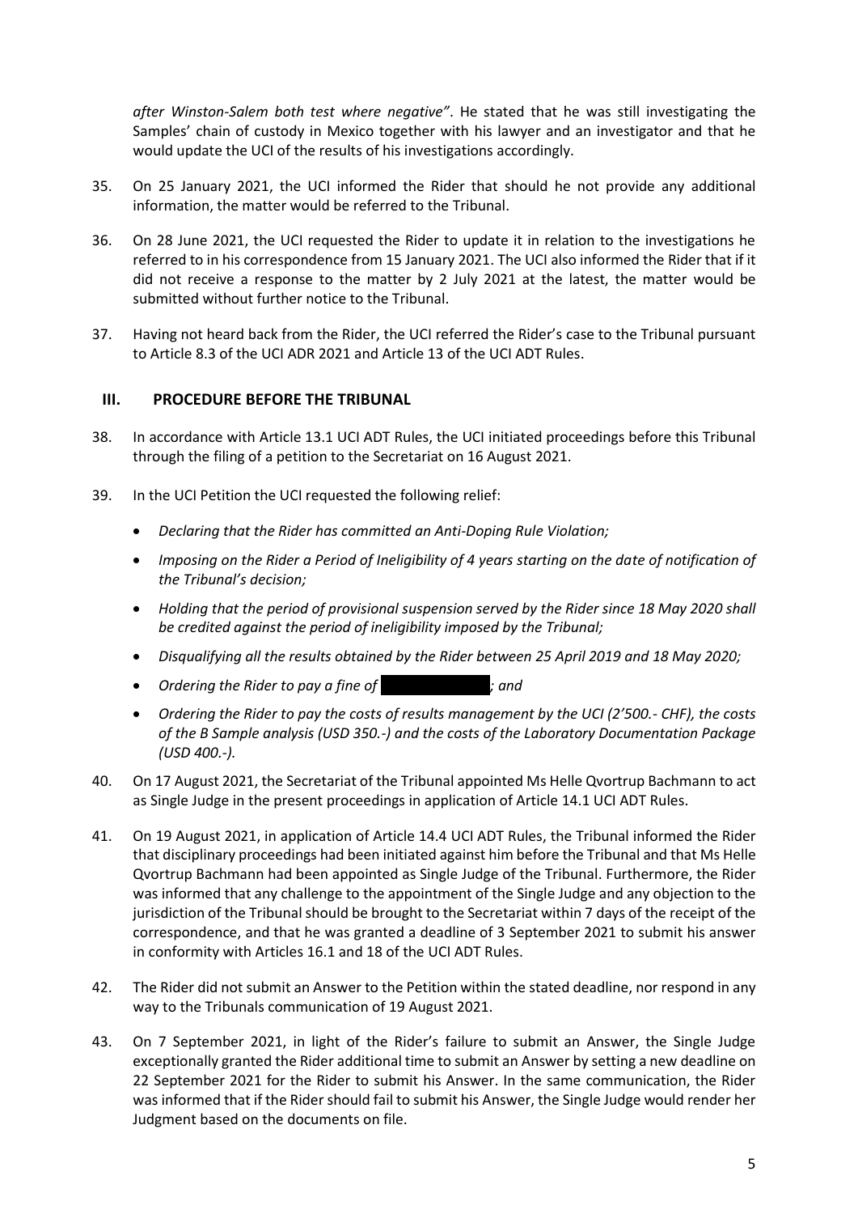*after Winston-Salem both test where negative"*. He stated that he was still investigating the Samples' chain of custody in Mexico together with his lawyer and an investigator and that he would update the UCI of the results of his investigations accordingly.

35. On 25 January 2021, the UCI informed the Rider that should he not provide any additional information, the matter would be referred to the Tribunal.

36. On 28 June 2021, the UCI requested the Rider to update it in relation to the investigations he referred to in his correspondence from 15 January 2021. The UCI also informed the Rider that if it did not receive a response to the matter by 2 July 2021 at the latest, the matter would be submitted without further notice to the Tribunal.

37. Having not heard back from the Rider, the UCI referred the Rider's case to the Tribunal pursuant to Article 8.3 of the UCI ADR 2021 and Article 13 of the UCI ADT Rules.

## III. PROCEDURE BEFORE THE TRIBUNAL

38. In accordance with Article 13.1 UCI ADT Rules, the UCI initiated proceedings before this Tribunal through the filing of a petition to the Secretariat on 16 August 2021.

39. In the UCI Petition the UCI requested the following relief:

    - *Declaring that the Rider has committed an Anti-Doping Rule Violation;*
    - *Imposing on the Rider a Period of Ineligibility of 4 years starting on the date of notification of the Tribunal's decision;*
    - *Holding that the period of provisional suspension served by the Rider since 18 May 2020 shall be credited against the period of ineligibility imposed by the Tribunal;*
    - *Disqualifying all the results obtained by the Rider between 25 April 2019 and 18 May 2020;*
    - *Ordering the Rider to pay a fine of [REDACTED]; and*
    - *Ordering the Rider to pay the costs of results management by the UCI (2'500.- CHF), the costs of the B Sample analysis (USD 350.-) and the costs of the Laboratory Documentation Package (USD 400.-).*

40. On 17 August 2021, the Secretariat of the Tribunal appointed Ms Helle Qvortrup Bachmann to act as Single Judge in the present proceedings in application of Article 14.1 UCI ADT Rules.

41. On 19 August 2021, in application of Article 14.4 UCI ADT Rules, the Tribunal informed the Rider that disciplinary proceedings had been initiated against him before the Tribunal and that Ms Helle Qvortrup Bachmann had been appointed as Single Judge of the Tribunal. Furthermore, the Rider was informed that any challenge to the appointment of the Single Judge and any objection to the jurisdiction of the Tribunal should be brought to the Secretariat within 7 days of the receipt of the correspondence, and that he was granted a deadline of 3 September 2021 to submit his answer in conformity with Articles 16.1 and 18 of the UCI ADT Rules.

42. The Rider did not submit an Answer to the Petition within the stated deadline, nor respond in any way to the Tribunals communication of 19 August 2021.

43. On 7 September 2021, in light of the Rider's failure to submit an Answer, the Single Judge exceptionally granted the Rider additional time to submit an Answer by setting a new deadline on 22 September 2021 for the Rider to submit his Answer. In the same communication, the Rider was informed that if the Rider should fail to submit his Answer, the Single Judge would render her Judgment based on the documents on file.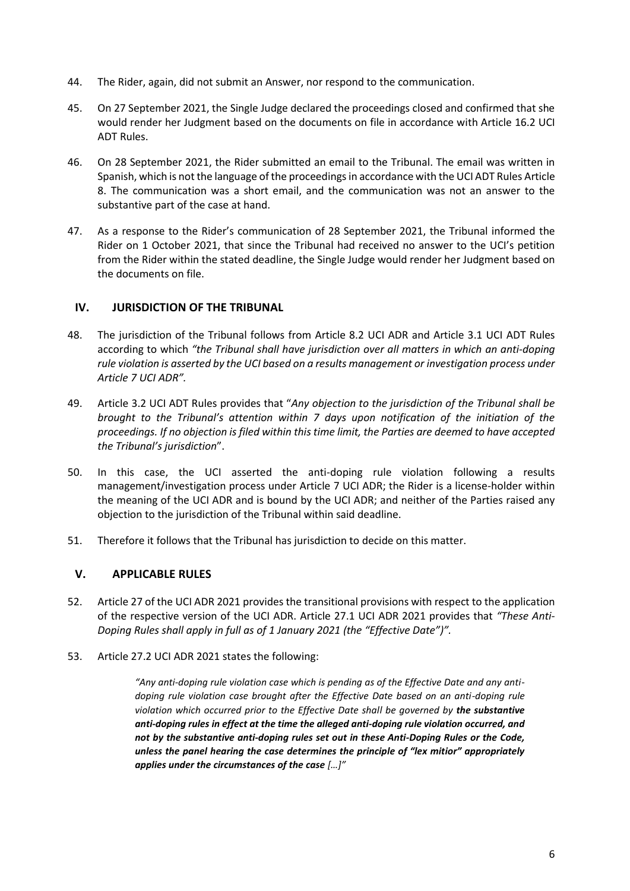44. The Rider, again, did not submit an Answer, nor respond to the communication.

45. On 27 September 2021, the Single Judge declared the proceedings closed and confirmed that she would render her Judgment based on the documents on file in accordance with Article 16.2 UCI ADT Rules.

46. On 28 September 2021, the Rider submitted an email to the Tribunal. The email was written in Spanish, which is not the language of the proceedings in accordance with the UCI ADT Rules Article 8. The communication was a short email, and the communication was not an answer to the substantive part of the case at hand.

47. As a response to the Rider's communication of 28 September 2021, the Tribunal informed the Rider on 1 October 2021, that since the Tribunal had received no answer to the UCI's petition from the Rider within the stated deadline, the Single Judge would render her Judgment based on the documents on file.

## IV. JURISDICTION OF THE TRIBUNAL

48. The jurisdiction of the Tribunal follows from Article 8.2 UCI ADR and Article 3.1 UCI ADT Rules according to which *"the Tribunal shall have jurisdiction over all matters in which an anti-doping rule violation is asserted by the UCI based on a results management or investigation process under Article 7 UCI ADR".*

49. Article 3.2 UCI ADT Rules provides that "*Any objection to the jurisdiction of the Tribunal shall be brought to the Tribunal's attention within 7 days upon notification of the initiation of the proceedings. If no objection is filed within this time limit, the Parties are deemed to have accepted the Tribunal's jurisdiction*".

50. In this case, the UCI asserted the anti-doping rule violation following a results management/investigation process under Article 7 UCI ADR; the Rider is a license-holder within the meaning of the UCI ADR and is bound by the UCI ADR; and neither of the Parties raised any objection to the jurisdiction of the Tribunal within said deadline.

51. Therefore it follows that the Tribunal has jurisdiction to decide on this matter.

## V. APPLICABLE RULES

52. Article 27 of the UCI ADR 2021 provides the transitional provisions with respect to the application of the respective version of the UCI ADR. Article 27.1 UCI ADR 2021 provides that *"These Anti-Doping Rules shall apply in full as of 1 January 2021 (the "Effective Date")".*

53. Article 27.2 UCI ADR 2021 states the following:

> *"Any anti-doping rule violation case which is pending as of the Effective Date and any anti-doping rule violation case brought after the Effective Date based on an anti-doping rule violation which occurred prior to the Effective Date shall be governed by* ***the substantive anti-doping rules in effect at the time the alleged anti-doping rule violation occurred, and not by the substantive anti-doping rules set out in these Anti-Doping Rules or the Code, unless the panel hearing the case determines the principle of "lex mitior" appropriately applies under the circumstances of the case*** *[…]"*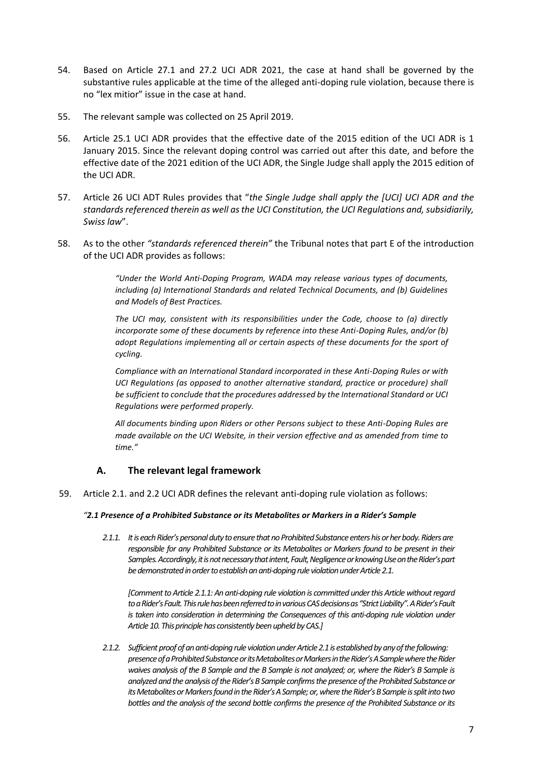54. Based on Article 27.1 and 27.2 UCI ADR 2021, the case at hand shall be governed by the substantive rules applicable at the time of the alleged anti-doping rule violation, because there is no "lex mitior" issue in the case at hand.

55. The relevant sample was collected on 25 April 2019.

56. Article 25.1 UCI ADR provides that the effective date of the 2015 edition of the UCI ADR is 1 January 2015. Since the relevant doping control was carried out after this date, and before the effective date of the 2021 edition of the UCI ADR, the Single Judge shall apply the 2015 edition of the UCI ADR.

57. Article 26 UCI ADT Rules provides that "*the Single Judge shall apply the [UCI] UCI ADR and the standards referenced therein as well as the UCI Constitution, the UCI Regulations and, subsidiarily, Swiss law*".

58. As to the other *"standards referenced therein"* the Tribunal notes that part E of the introduction of the UCI ADR provides as follows:

> *"Under the World Anti-Doping Program, WADA may release various types of documents, including (a) International Standards and related Technical Documents, and (b) Guidelines and Models of Best Practices.*
>
> *The UCI may, consistent with its responsibilities under the Code, choose to (a) directly incorporate some of these documents by reference into these Anti-Doping Rules, and/or (b) adopt Regulations implementing all or certain aspects of these documents for the sport of cycling.*
>
> *Compliance with an International Standard incorporated in these Anti-Doping Rules or with UCI Regulations (as opposed to another alternative standard, practice or procedure) shall be sufficient to conclude that the procedures addressed by the International Standard or UCI Regulations were performed properly.*
>
> *All documents binding upon Riders or other Persons subject to these Anti-Doping Rules are made available on the UCI Website, in their version effective and as amended from time to time."*

## A. The relevant legal framework

59. Article 2.1. and 2.2 UCI ADR defines the relevant anti-doping rule violation as follows:

*"**2.1 Presence of a Prohibited Substance or its Metabolites or Markers in a Rider's Sample***

> *2.1.1. It is each Rider's personal duty to ensure that no Prohibited Substance enters his or her body. Riders are responsible for any Prohibited Substance or its Metabolites or Markers found to be present in their Samples. Accordingly, it is not necessary that intent, Fault, Negligence or knowing Use on the Rider's part be demonstrated in order to establish an anti-doping rule violation under Article 2.1.*
>
> *[Comment to Article 2.1.1: An anti-doping rule violation is committed under this Article without regard to a Rider's Fault. This rule has been referred to in various CAS decisions as "Strict Liability". A Rider's Fault is taken into consideration in determining the Consequences of this anti-doping rule violation under Article 10. This principle has consistently been upheld by CAS.]*
>
> *2.1.2. Sufficient proof of an anti-doping rule violation under Article 2.1 is established by any of the following: presence of a Prohibited Substance or its Metabolites or Markers in the Rider's A Sample where the Rider waives analysis of the B Sample and the B Sample is not analyzed; or, where the Rider's B Sample is analyzed and the analysis of the Rider's B Sample confirms the presence of the Prohibited Substance or its Metabolites or Markers found in the Rider's A Sample; or, where the Rider's B Sample is split into two bottles and the analysis of the second bottle confirms the presence of the Prohibited Substance or its*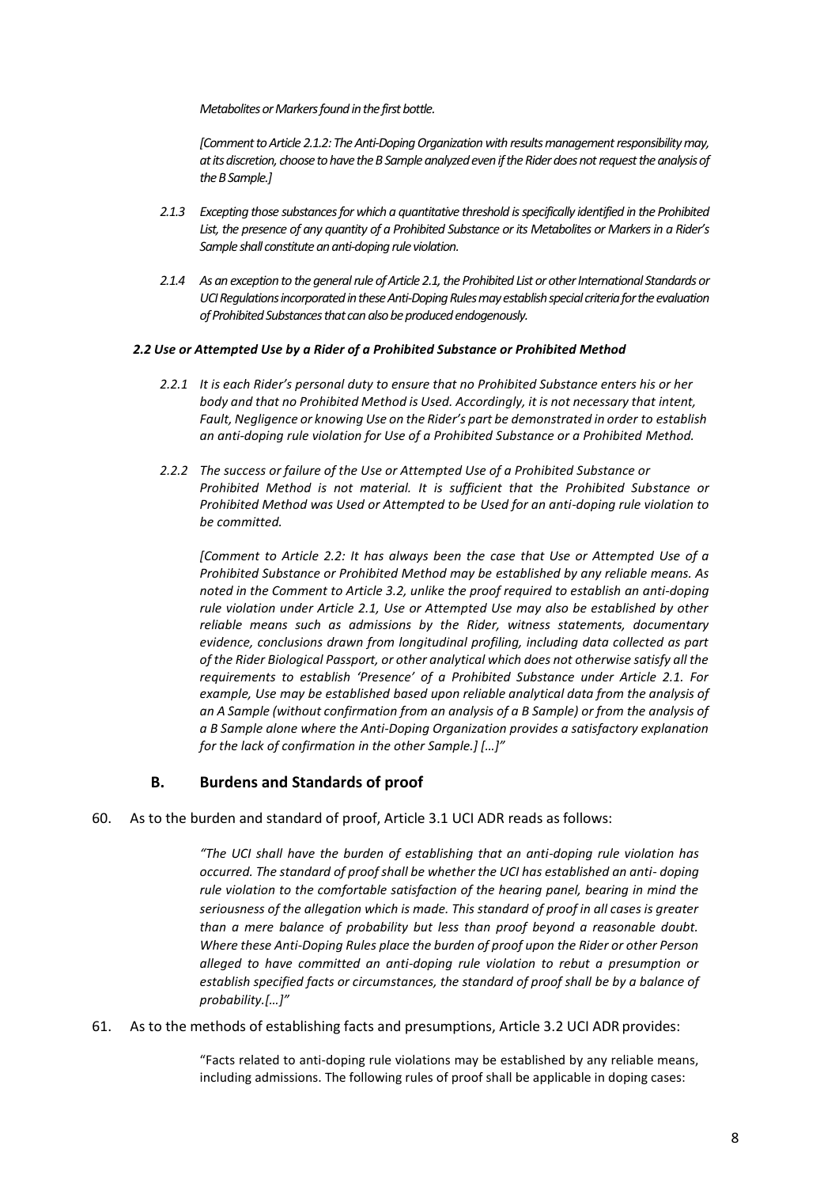*Metabolites or Markers found in the first bottle.*

*[Comment to Article 2.1.2: The Anti-Doping Organization with results management responsibility may, at its discretion, choose to have the B Sample analyzed even if the Rider does not request the analysis of the B Sample.]*

*2.1.3 Excepting those substances for which a quantitative threshold is specifically identified in the Prohibited List, the presence of any quantity of a Prohibited Substance or its Metabolites or Markers in a Rider's Sample shall constitute an anti-doping rule violation.*

*2.1.4 As an exception to the general rule of Article 2.1, the Prohibited List or other International Standards or UCI Regulations incorporated in these Anti-Doping Rules may establish special criteria for the evaluation of Prohibited Substances that can also be produced endogenously.*

***2.2 Use or Attempted Use by a Rider of a Prohibited Substance or Prohibited Method***

*2.2.1 It is each Rider's personal duty to ensure that no Prohibited Substance enters his or her body and that no Prohibited Method is Used. Accordingly, it is not necessary that intent, Fault, Negligence or knowing Use on the Rider's part be demonstrated in order to establish an anti-doping rule violation for Use of a Prohibited Substance or a Prohibited Method.*

*2.2.2 The success or failure of the Use or Attempted Use of a Prohibited Substance or Prohibited Method is not material. It is sufficient that the Prohibited Substance or Prohibited Method was Used or Attempted to be Used for an anti-doping rule violation to be committed.*

*[Comment to Article 2.2: It has always been the case that Use or Attempted Use of a Prohibited Substance or Prohibited Method may be established by any reliable means. As noted in the Comment to Article 3.2, unlike the proof required to establish an anti-doping rule violation under Article 2.1, Use or Attempted Use may also be established by other reliable means such as admissions by the Rider, witness statements, documentary evidence, conclusions drawn from longitudinal profiling, including data collected as part of the Rider Biological Passport, or other analytical which does not otherwise satisfy all the requirements to establish 'Presence' of a Prohibited Substance under Article 2.1. For example, Use may be established based upon reliable analytical data from the analysis of an A Sample (without confirmation from an analysis of a B Sample) or from the analysis of a B Sample alone where the Anti-Doping Organization provides a satisfactory explanation for the lack of confirmation in the other Sample.] […]"*

## B. Burdens and Standards of proof

60. As to the burden and standard of proof, Article 3.1 UCI ADR reads as follows:

*"The UCI shall have the burden of establishing that an anti-doping rule violation has occurred. The standard of proof shall be whether the UCI has established an anti- doping rule violation to the comfortable satisfaction of the hearing panel, bearing in mind the seriousness of the allegation which is made. This standard of proof in all cases is greater than a mere balance of probability but less than proof beyond a reasonable doubt. Where these Anti-Doping Rules place the burden of proof upon the Rider or other Person alleged to have committed an anti-doping rule violation to rebut a presumption or establish specified facts or circumstances, the standard of proof shall be by a balance of probability.[…]"*

61. As to the methods of establishing facts and presumptions, Article 3.2 UCI ADR provides:

"Facts related to anti-doping rule violations may be established by any reliable means, including admissions. The following rules of proof shall be applicable in doping cases: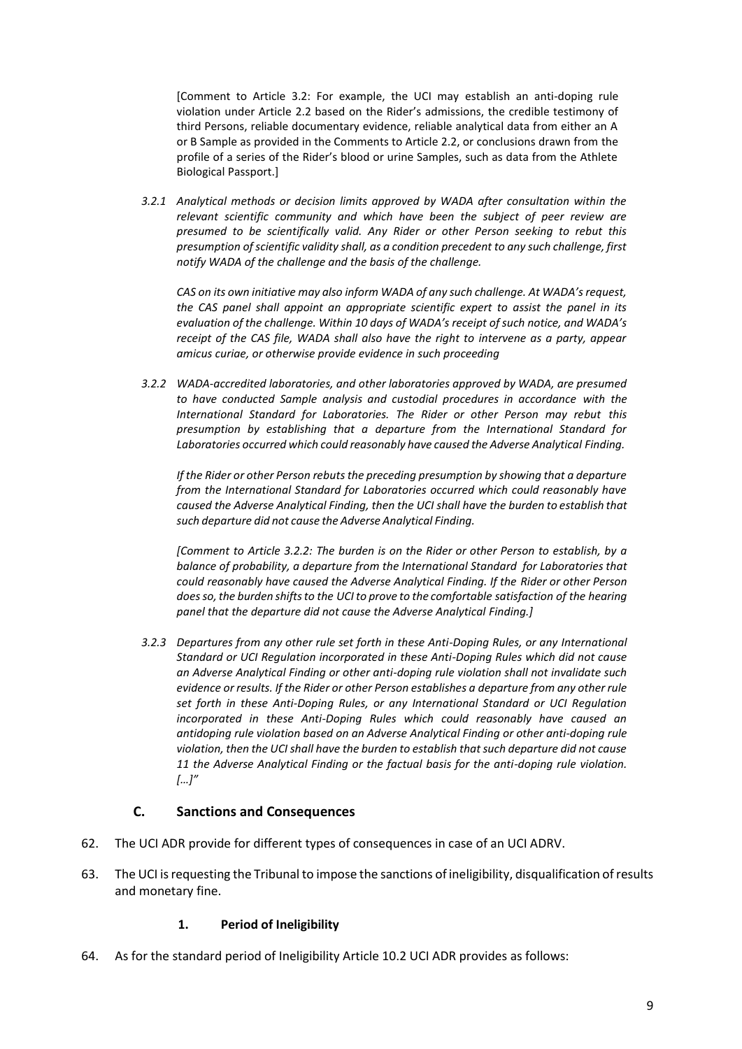[Comment to Article 3.2: For example, the UCI may establish an anti-doping rule violation under Article 2.2 based on the Rider's admissions, the credible testimony of third Persons, reliable documentary evidence, reliable analytical data from either an A or B Sample as provided in the Comments to Article 2.2, or conclusions drawn from the profile of a series of the Rider's blood or urine Samples, such as data from the Athlete Biological Passport.]

*3.2.1 Analytical methods or decision limits approved by WADA after consultation within the relevant scientific community and which have been the subject of peer review are presumed to be scientifically valid. Any Rider or other Person seeking to rebut this presumption of scientific validity shall, as a condition precedent to any such challenge, first notify WADA of the challenge and the basis of the challenge.*

*CAS on its own initiative may also inform WADA of any such challenge. At WADA's request, the CAS panel shall appoint an appropriate scientific expert to assist the panel in its evaluation of the challenge. Within 10 days of WADA's receipt of such notice, and WADA's receipt of the CAS file, WADA shall also have the right to intervene as a party, appear amicus curiae, or otherwise provide evidence in such proceeding*

*3.2.2 WADA-accredited laboratories, and other laboratories approved by WADA, are presumed to have conducted Sample analysis and custodial procedures in accordance with the International Standard for Laboratories. The Rider or other Person may rebut this presumption by establishing that a departure from the International Standard for Laboratories occurred which could reasonably have caused the Adverse Analytical Finding.*

*If the Rider or other Person rebuts the preceding presumption by showing that a departure from the International Standard for Laboratories occurred which could reasonably have caused the Adverse Analytical Finding, then the UCI shall have the burden to establish that such departure did not cause the Adverse Analytical Finding.*

*[Comment to Article 3.2.2: The burden is on the Rider or other Person to establish, by a balance of probability, a departure from the International Standard for Laboratories that could reasonably have caused the Adverse Analytical Finding. If the Rider or other Person does so, the burden shifts to the UCI to prove to the comfortable satisfaction of the hearing panel that the departure did not cause the Adverse Analytical Finding.]*

*3.2.3 Departures from any other rule set forth in these Anti-Doping Rules, or any International Standard or UCI Regulation incorporated in these Anti-Doping Rules which did not cause an Adverse Analytical Finding or other anti-doping rule violation shall not invalidate such evidence or results. If the Rider or other Person establishes a departure from any other rule set forth in these Anti-Doping Rules, or any International Standard or UCI Regulation incorporated in these Anti-Doping Rules which could reasonably have caused an antidoping rule violation based on an Adverse Analytical Finding or other anti-doping rule violation, then the UCI shall have the burden to establish that such departure did not cause 11 the Adverse Analytical Finding or the factual basis for the anti-doping rule violation. […]"*

## C. Sanctions and Consequences

62. The UCI ADR provide for different types of consequences in case of an UCI ADRV.

63. The UCI is requesting the Tribunal to impose the sanctions of ineligibility, disqualification of results and monetary fine.

### 1. Period of Ineligibility

64. As for the standard period of Ineligibility Article 10.2 UCI ADR provides as follows: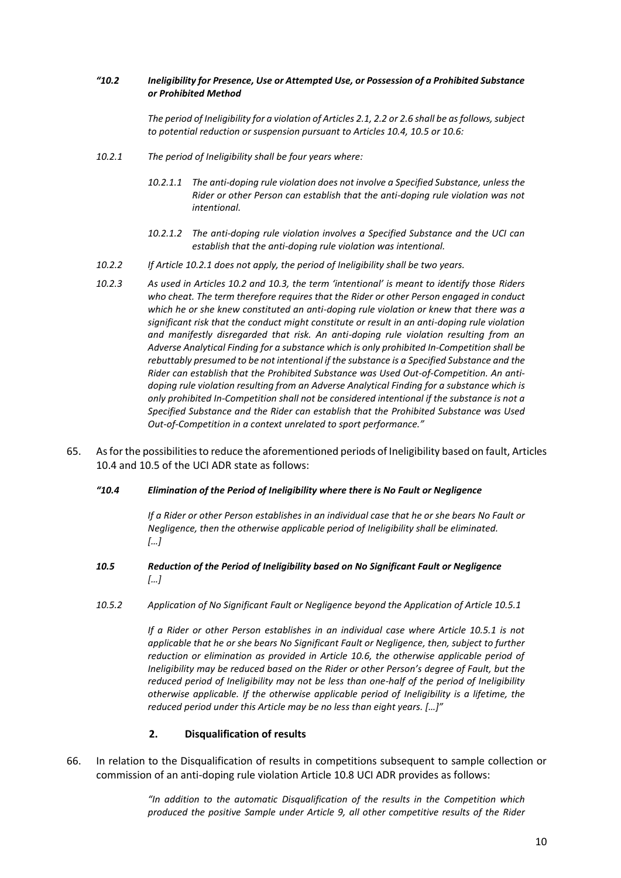*"10.2 Ineligibility for Presence, Use or Attempted Use, or Possession of a Prohibited Substance or Prohibited Method*

*The period of Ineligibility for a violation of Articles 2.1, 2.2 or 2.6 shall be as follows, subject to potential reduction or suspension pursuant to Articles 10.4, 10.5 or 10.6:*

*10.2.1 The period of Ineligibility shall be four years where:*

*10.2.1.1 The anti-doping rule violation does not involve a Specified Substance, unless the Rider or other Person can establish that the anti-doping rule violation was not intentional.*

*10.2.1.2 The anti-doping rule violation involves a Specified Substance and the UCI can establish that the anti-doping rule violation was intentional.*

*10.2.2 If Article 10.2.1 does not apply, the period of Ineligibility shall be two years.*

*10.2.3 As used in Articles 10.2 and 10.3, the term 'intentional' is meant to identify those Riders who cheat. The term therefore requires that the Rider or other Person engaged in conduct which he or she knew constituted an anti-doping rule violation or knew that there was a significant risk that the conduct might constitute or result in an anti-doping rule violation and manifestly disregarded that risk. An anti-doping rule violation resulting from an Adverse Analytical Finding for a substance which is only prohibited In-Competition shall be rebuttably presumed to be not intentional if the substance is a Specified Substance and the Rider can establish that the Prohibited Substance was Used Out-of-Competition. An anti-doping rule violation resulting from an Adverse Analytical Finding for a substance which is only prohibited In-Competition shall not be considered intentional if the substance is not a Specified Substance and the Rider can establish that the Prohibited Substance was Used Out-of-Competition in a context unrelated to sport performance."*

65. As for the possibilities to reduce the aforementioned periods of Ineligibility based on fault, Articles 10.4 and 10.5 of the UCI ADR state as follows:

*"10.4 Elimination of the Period of Ineligibility where there is No Fault or Negligence*

*If a Rider or other Person establishes in an individual case that he or she bears No Fault or Negligence, then the otherwise applicable period of Ineligibility shall be eliminated. […]*

*10.5 Reduction of the Period of Ineligibility based on No Significant Fault or Negligence […]*

*10.5.2 Application of No Significant Fault or Negligence beyond the Application of Article 10.5.1*

*If a Rider or other Person establishes in an individual case where Article 10.5.1 is not applicable that he or she bears No Significant Fault or Negligence, then, subject to further reduction or elimination as provided in Article 10.6, the otherwise applicable period of Ineligibility may be reduced based on the Rider or other Person's degree of Fault, but the reduced period of Ineligibility may not be less than one-half of the period of Ineligibility otherwise applicable. If the otherwise applicable period of Ineligibility is a lifetime, the reduced period under this Article may be no less than eight years. […]"*

### 2. Disqualification of results

66. In relation to the Disqualification of results in competitions subsequent to sample collection or commission of an anti-doping rule violation Article 10.8 UCI ADR provides as follows:

*"In addition to the automatic Disqualification of the results in the Competition which produced the positive Sample under Article 9, all other competitive results of the Rider*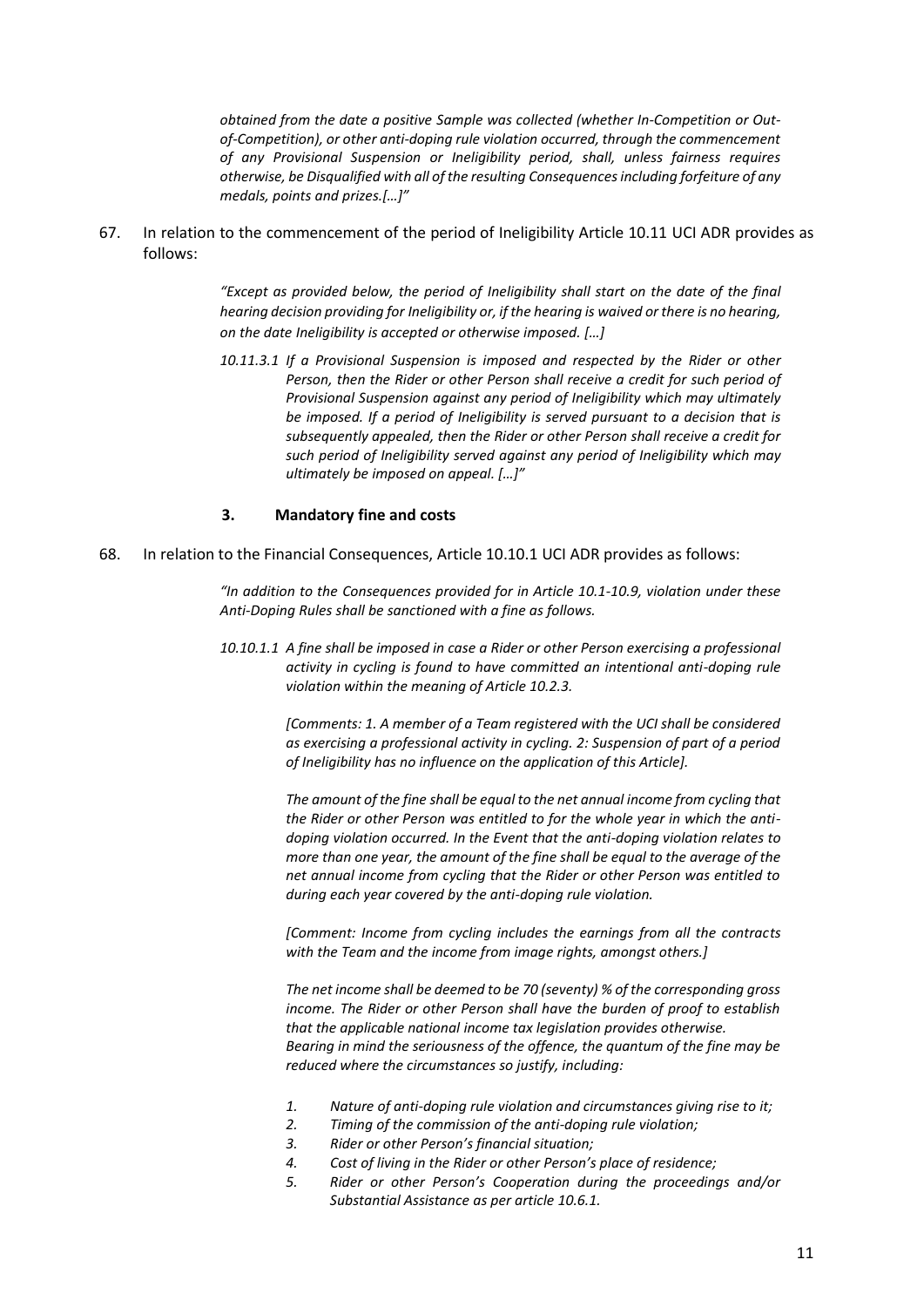*obtained from the date a positive Sample was collected (whether In-Competition or Out-of-Competition), or other anti-doping rule violation occurred, through the commencement of any Provisional Suspension or Ineligibility period, shall, unless fairness requires otherwise, be Disqualified with all of the resulting Consequences including forfeiture of any medals, points and prizes.[…]"*

67. In relation to the commencement of the period of Ineligibility Article 10.11 UCI ADR provides as follows:

> *"Except as provided below, the period of Ineligibility shall start on the date of the final hearing decision providing for Ineligibility or, if the hearing is waived or there is no hearing, on the date Ineligibility is accepted or otherwise imposed. […]*
>
> *10.11.3.1 If a Provisional Suspension is imposed and respected by the Rider or other Person, then the Rider or other Person shall receive a credit for such period of Provisional Suspension against any period of Ineligibility which may ultimately be imposed. If a period of Ineligibility is served pursuant to a decision that is subsequently appealed, then the Rider or other Person shall receive a credit for such period of Ineligibility served against any period of Ineligibility which may ultimately be imposed on appeal. […]"*

### 3. Mandatory fine and costs

68. In relation to the Financial Consequences, Article 10.10.1 UCI ADR provides as follows:

> *"In addition to the Consequences provided for in Article 10.1-10.9, violation under these Anti-Doping Rules shall be sanctioned with a fine as follows.*
>
> *10.10.1.1 A fine shall be imposed in case a Rider or other Person exercising a professional activity in cycling is found to have committed an intentional anti-doping rule violation within the meaning of Article 10.2.3.*
>
> *[Comments: 1. A member of a Team registered with the UCI shall be considered as exercising a professional activity in cycling. 2: Suspension of part of a period of Ineligibility has no influence on the application of this Article].*
>
> *The amount of the fine shall be equal to the net annual income from cycling that the Rider or other Person was entitled to for the whole year in which the anti-doping violation occurred. In the Event that the anti-doping violation relates to more than one year, the amount of the fine shall be equal to the average of the net annual income from cycling that the Rider or other Person was entitled to during each year covered by the anti-doping rule violation.*
>
> *[Comment: Income from cycling includes the earnings from all the contracts with the Team and the income from image rights, amongst others.]*
>
> *The net income shall be deemed to be 70 (seventy) % of the corresponding gross income. The Rider or other Person shall have the burden of proof to establish that the applicable national income tax legislation provides otherwise.*
> *Bearing in mind the seriousness of the offence, the quantum of the fine may be reduced where the circumstances so justify, including:*
>
> 1. *Nature of anti-doping rule violation and circumstances giving rise to it;*
> 2. *Timing of the commission of the anti-doping rule violation;*
> 3. *Rider or other Person's financial situation;*
> 4. *Cost of living in the Rider or other Person's place of residence;*
> 5. *Rider or other Person's Cooperation during the proceedings and/or Substantial Assistance as per article 10.6.1.*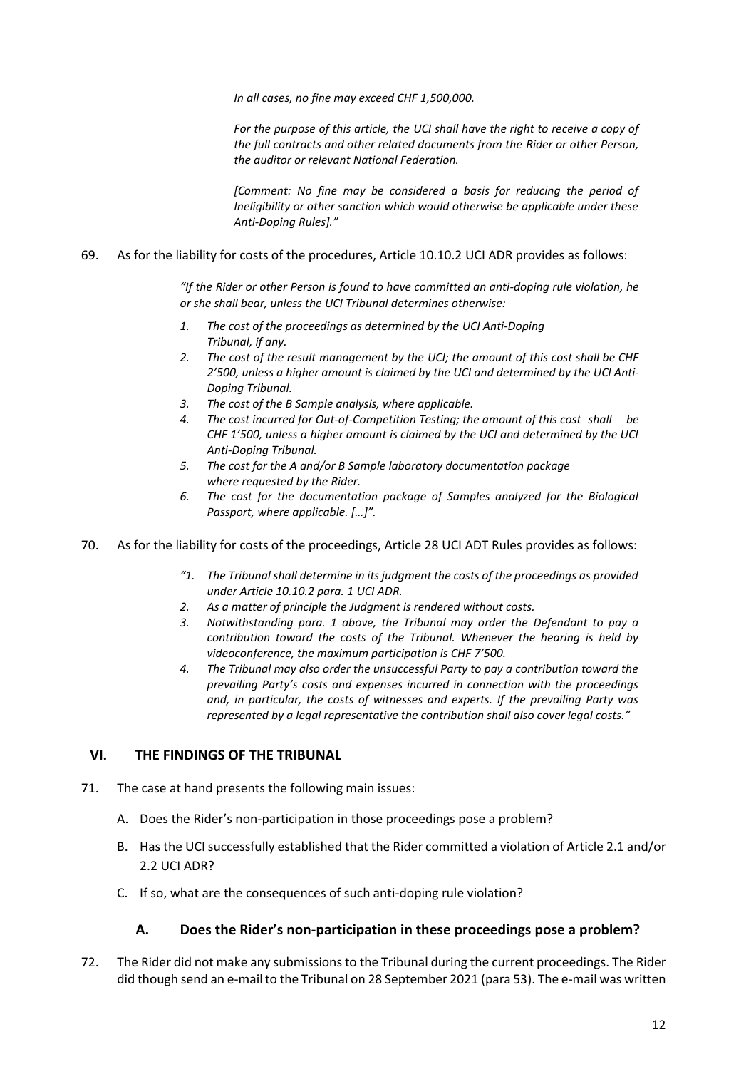*In all cases, no fine may exceed CHF 1,500,000.*

*For the purpose of this article, the UCI shall have the right to receive a copy of the full contracts and other related documents from the Rider or other Person, the auditor or relevant National Federation.*

*[Comment: No fine may be considered a basis for reducing the period of Ineligibility or other sanction which would otherwise be applicable under these Anti-Doping Rules]."*

69. As for the liability for costs of the procedures, Article 10.10.2 UCI ADR provides as follows:

> *"If the Rider or other Person is found to have committed an anti-doping rule violation, he or she shall bear, unless the UCI Tribunal determines otherwise:*
>
> 1. *The cost of the proceedings as determined by the UCI Anti-Doping Tribunal, if any.*
> 2. *The cost of the result management by the UCI; the amount of this cost shall be CHF 2'500, unless a higher amount is claimed by the UCI and determined by the UCI Anti-Doping Tribunal.*
> 3. *The cost of the B Sample analysis, where applicable.*
> 4. *The cost incurred for Out-of-Competition Testing; the amount of this cost shall be CHF 1'500, unless a higher amount is claimed by the UCI and determined by the UCI Anti-Doping Tribunal.*
> 5. *The cost for the A and/or B Sample laboratory documentation package where requested by the Rider.*
> 6. *The cost for the documentation package of Samples analyzed for the Biological Passport, where applicable. […]".*

70. As for the liability for costs of the proceedings, Article 28 UCI ADT Rules provides as follows:

> *"1. The Tribunal shall determine in its judgment the costs of the proceedings as provided under Article 10.10.2 para. 1 UCI ADR.*
> *2. As a matter of principle the Judgment is rendered without costs.*
> *3. Notwithstanding para. 1 above, the Tribunal may order the Defendant to pay a contribution toward the costs of the Tribunal. Whenever the hearing is held by videoconference, the maximum participation is CHF 7'500.*
> *4. The Tribunal may also order the unsuccessful Party to pay a contribution toward the prevailing Party's costs and expenses incurred in connection with the proceedings and, in particular, the costs of witnesses and experts. If the prevailing Party was represented by a legal representative the contribution shall also cover legal costs."*

## VI. THE FINDINGS OF THE TRIBUNAL

71. The case at hand presents the following main issues:

    A. Does the Rider's non-participation in those proceedings pose a problem?

    B. Has the UCI successfully established that the Rider committed a violation of Article 2.1 and/or 2.2 UCI ADR?

    C. If so, what are the consequences of such anti-doping rule violation?

### A. Does the Rider's non-participation in these proceedings pose a problem?

72. The Rider did not make any submissions to the Tribunal during the current proceedings. The Rider did though send an e-mail to the Tribunal on 28 September 2021 (para 53). The e-mail was written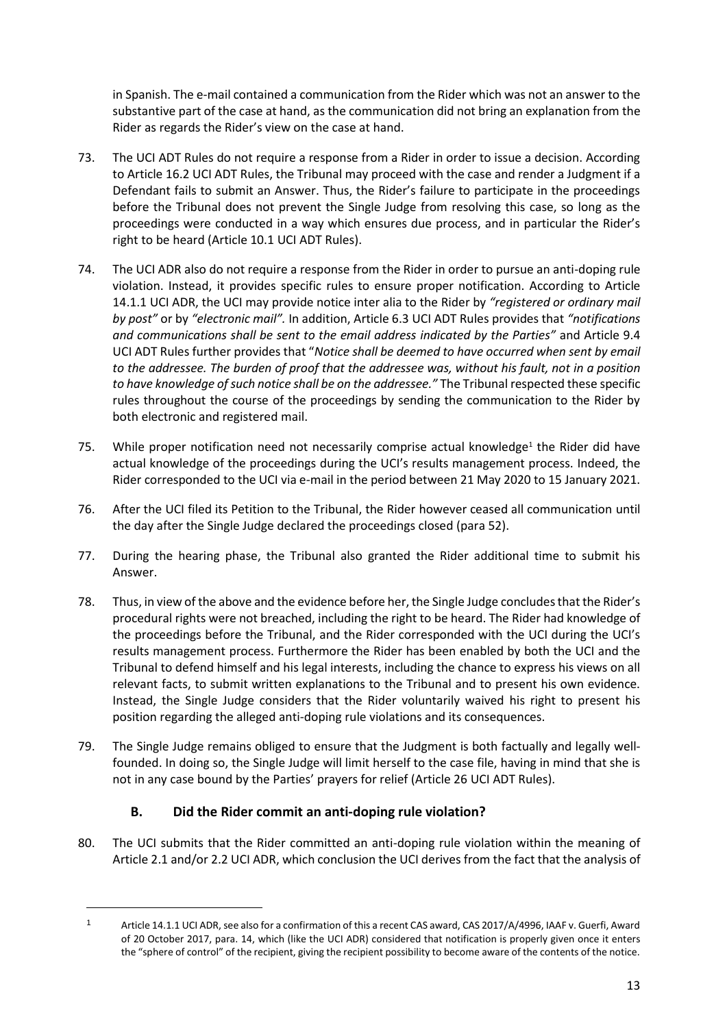in Spanish. The e-mail contained a communication from the Rider which was not an answer to the substantive part of the case at hand, as the communication did not bring an explanation from the Rider as regards the Rider's view on the case at hand.

73. The UCI ADT Rules do not require a response from a Rider in order to issue a decision. According to Article 16.2 UCI ADT Rules, the Tribunal may proceed with the case and render a Judgment if a Defendant fails to submit an Answer. Thus, the Rider's failure to participate in the proceedings before the Tribunal does not prevent the Single Judge from resolving this case, so long as the proceedings were conducted in a way which ensures due process, and in particular the Rider's right to be heard (Article 10.1 UCI ADT Rules).

74. The UCI ADR also do not require a response from the Rider in order to pursue an anti-doping rule violation. Instead, it provides specific rules to ensure proper notification. According to Article 14.1.1 UCI ADR, the UCI may provide notice inter alia to the Rider by *"registered or ordinary mail by post"* or by *"electronic mail"*. In addition, Article 6.3 UCI ADT Rules provides that *"notifications and communications shall be sent to the email address indicated by the Parties"* and Article 9.4 UCI ADT Rules further provides that "*Notice shall be deemed to have occurred when sent by email to the addressee. The burden of proof that the addressee was, without his fault, not in a position to have knowledge of such notice shall be on the addressee."* The Tribunal respected these specific rules throughout the course of the proceedings by sending the communication to the Rider by both electronic and registered mail.

75. While proper notification need not necessarily comprise actual knowledge[1] the Rider did have actual knowledge of the proceedings during the UCI's results management process. Indeed, the Rider corresponded to the UCI via e-mail in the period between 21 May 2020 to 15 January 2021.

76. After the UCI filed its Petition to the Tribunal, the Rider however ceased all communication until the day after the Single Judge declared the proceedings closed (para 52).

77. During the hearing phase, the Tribunal also granted the Rider additional time to submit his Answer.

78. Thus, in view of the above and the evidence before her, the Single Judge concludes that the Rider's procedural rights were not breached, including the right to be heard. The Rider had knowledge of the proceedings before the Tribunal, and the Rider corresponded with the UCI during the UCI's results management process. Furthermore the Rider has been enabled by both the UCI and the Tribunal to defend himself and his legal interests, including the chance to express his views on all relevant facts, to submit written explanations to the Tribunal and to present his own evidence. Instead, the Single Judge considers that the Rider voluntarily waived his right to present his position regarding the alleged anti-doping rule violations and its consequences.

79. The Single Judge remains obliged to ensure that the Judgment is both factually and legally well-founded. In doing so, the Single Judge will limit herself to the case file, having in mind that she is not in any case bound by the Parties' prayers for relief (Article 26 UCI ADT Rules).

### B. Did the Rider commit an anti-doping rule violation?

80. The UCI submits that the Rider committed an anti-doping rule violation within the meaning of Article 2.1 and/or 2.2 UCI ADR, which conclusion the UCI derives from the fact that the analysis of

---

[1] Article 14.1.1 UCI ADR, see also for a confirmation of this a recent CAS award, CAS 2017/A/4996, IAAF v. Guerfi, Award of 20 October 2017, para. 14, which (like the UCI ADR) considered that notification is properly given once it enters the "sphere of control" of the recipient, giving the recipient possibility to become aware of the contents of the notice.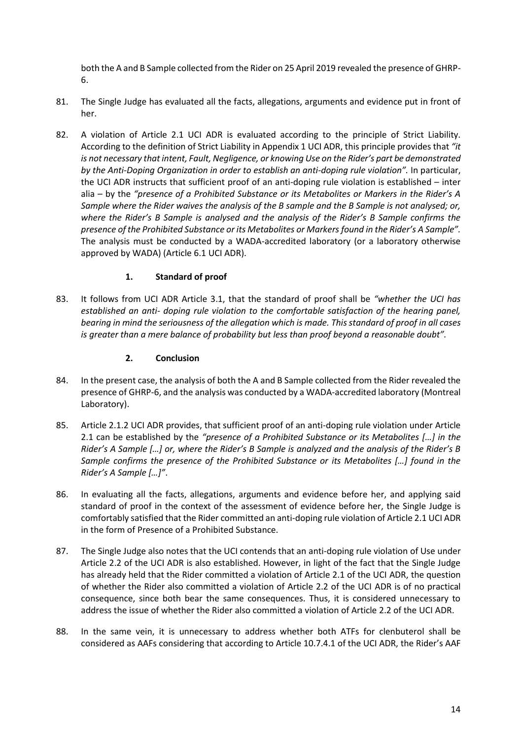both the A and B Sample collected from the Rider on 25 April 2019 revealed the presence of GHRP-6.

81. The Single Judge has evaluated all the facts, allegations, arguments and evidence put in front of her.

82. A violation of Article 2.1 UCI ADR is evaluated according to the principle of Strict Liability. According to the definition of Strict Liability in Appendix 1 UCI ADR, this principle provides that *"it is not necessary that intent, Fault, Negligence, or knowing Use on the Rider's part be demonstrated by the Anti-Doping Organization in order to establish an anti-doping rule violation".* In particular, the UCI ADR instructs that sufficient proof of an anti-doping rule violation is established – inter alia – by the *"presence of a Prohibited Substance or its Metabolites or Markers in the Rider's A Sample where the Rider waives the analysis of the B sample and the B Sample is not analysed; or, where the Rider's B Sample is analysed and the analysis of the Rider's B Sample confirms the presence of the Prohibited Substance or its Metabolites or Markers found in the Rider's A Sample".* The analysis must be conducted by a WADA-accredited laboratory (or a laboratory otherwise approved by WADA) (Article 6.1 UCI ADR).

### 1. Standard of proof

83. It follows from UCI ADR Article 3.1, that the standard of proof shall be *"whether the UCI has established an anti- doping rule violation to the comfortable satisfaction of the hearing panel, bearing in mind the seriousness of the allegation which is made. This standard of proof in all cases is greater than a mere balance of probability but less than proof beyond a reasonable doubt".*

### 2. Conclusion

84. In the present case, the analysis of both the A and B Sample collected from the Rider revealed the presence of GHRP-6, and the analysis was conducted by a WADA-accredited laboratory (Montreal Laboratory).

85. Article 2.1.2 UCI ADR provides, that sufficient proof of an anti-doping rule violation under Article 2.1 can be established by the *"presence of a Prohibited Substance or its Metabolites […] in the Rider's A Sample […] or, where the Rider's B Sample is analyzed and the analysis of the Rider's B Sample confirms the presence of the Prohibited Substance or its Metabolites […] found in the Rider's A Sample […]"*.

86. In evaluating all the facts, allegations, arguments and evidence before her, and applying said standard of proof in the context of the assessment of evidence before her, the Single Judge is comfortably satisfied that the Rider committed an anti-doping rule violation of Article 2.1 UCI ADR in the form of Presence of a Prohibited Substance.

87. The Single Judge also notes that the UCI contends that an anti-doping rule violation of Use under Article 2.2 of the UCI ADR is also established. However, in light of the fact that the Single Judge has already held that the Rider committed a violation of Article 2.1 of the UCI ADR, the question of whether the Rider also committed a violation of Article 2.2 of the UCI ADR is of no practical consequence, since both bear the same consequences. Thus, it is considered unnecessary to address the issue of whether the Rider also committed a violation of Article 2.2 of the UCI ADR.

88. In the same vein, it is unnecessary to address whether both ATFs for clenbuterol shall be considered as AAFs considering that according to Article 10.7.4.1 of the UCI ADR, the Rider's AAF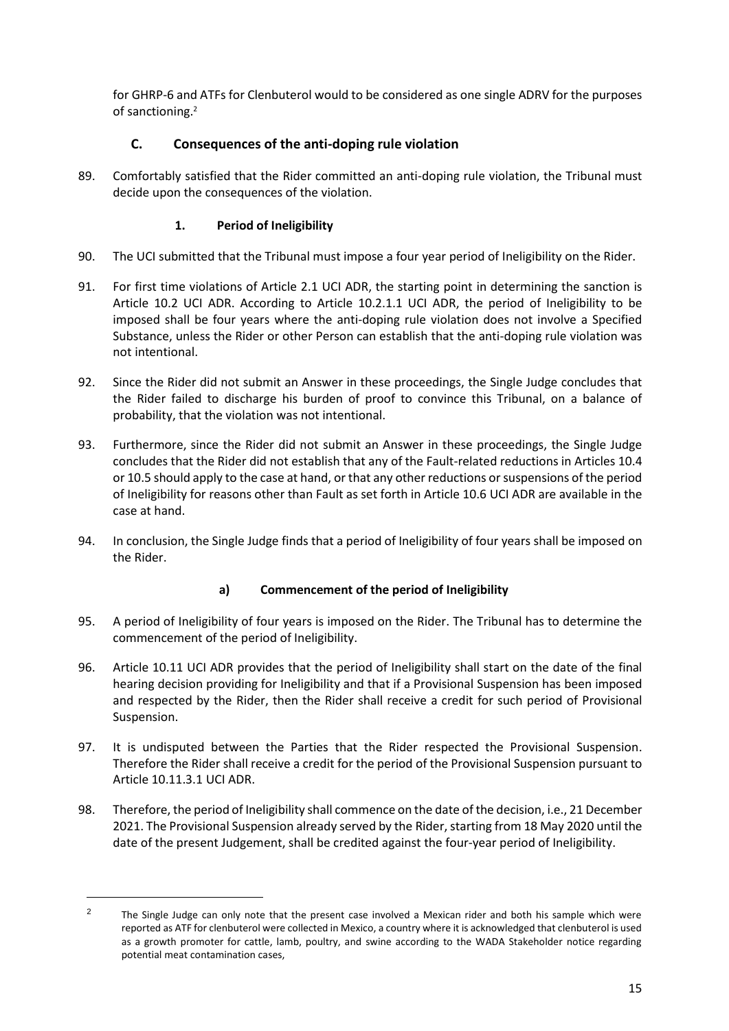for GHRP-6 and ATFs for Clenbuterol would to be considered as one single ADRV for the purposes of sanctioning.[2]

## C. Consequences of the anti-doping rule violation

89. Comfortably satisfied that the Rider committed an anti-doping rule violation, the Tribunal must decide upon the consequences of the violation.

### 1. Period of Ineligibility

90. The UCI submitted that the Tribunal must impose a four year period of Ineligibility on the Rider.

91. For first time violations of Article 2.1 UCI ADR, the starting point in determining the sanction is Article 10.2 UCI ADR. According to Article 10.2.1.1 UCI ADR, the period of Ineligibility to be imposed shall be four years where the anti-doping rule violation does not involve a Specified Substance, unless the Rider or other Person can establish that the anti-doping rule violation was not intentional.

92. Since the Rider did not submit an Answer in these proceedings, the Single Judge concludes that the Rider failed to discharge his burden of proof to convince this Tribunal, on a balance of probability, that the violation was not intentional.

93. Furthermore, since the Rider did not submit an Answer in these proceedings, the Single Judge concludes that the Rider did not establish that any of the Fault-related reductions in Articles 10.4 or 10.5 should apply to the case at hand, or that any other reductions or suspensions of the period of Ineligibility for reasons other than Fault as set forth in Article 10.6 UCI ADR are available in the case at hand.

94. In conclusion, the Single Judge finds that a period of Ineligibility of four years shall be imposed on the Rider.

#### a) Commencement of the period of Ineligibility

95. A period of Ineligibility of four years is imposed on the Rider. The Tribunal has to determine the commencement of the period of Ineligibility.

96. Article 10.11 UCI ADR provides that the period of Ineligibility shall start on the date of the final hearing decision providing for Ineligibility and that if a Provisional Suspension has been imposed and respected by the Rider, then the Rider shall receive a credit for such period of Provisional Suspension.

97. It is undisputed between the Parties that the Rider respected the Provisional Suspension. Therefore the Rider shall receive a credit for the period of the Provisional Suspension pursuant to Article 10.11.3.1 UCI ADR.

98. Therefore, the period of Ineligibility shall commence on the date of the decision, i.e., 21 December 2021. The Provisional Suspension already served by the Rider, starting from 18 May 2020 until the date of the present Judgement, shall be credited against the four-year period of Ineligibility.

---

[2] The Single Judge can only note that the present case involved a Mexican rider and both his sample which were reported as ATF for clenbuterol were collected in Mexico, a country where it is acknowledged that clenbuterol is used as a growth promoter for cattle, lamb, poultry, and swine according to the WADA Stakeholder notice regarding potential meat contamination cases,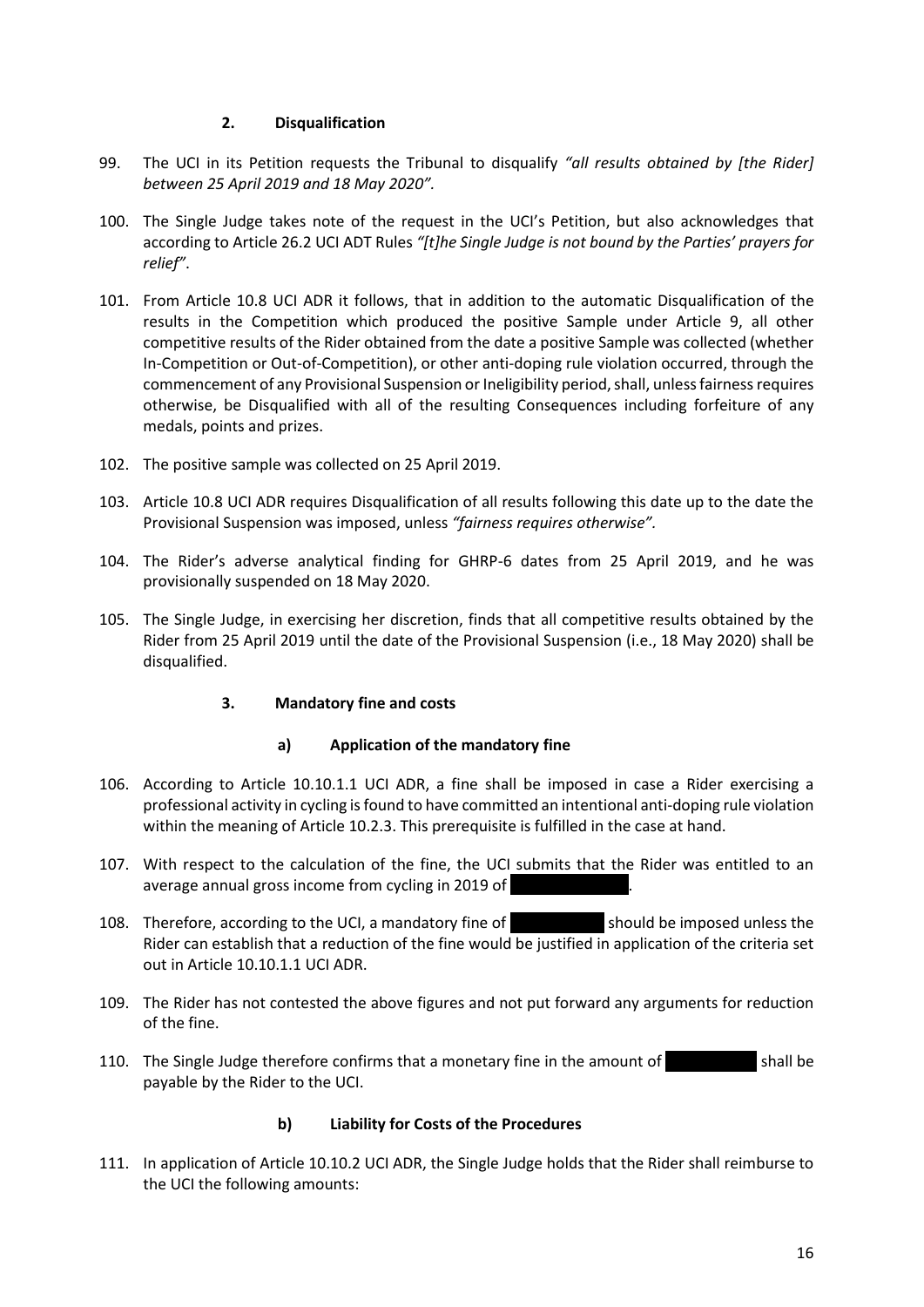## 2. Disqualification

99. The UCI in its Petition requests the Tribunal to disqualify *"all results obtained by [the Rider] between 25 April 2019 and 18 May 2020".*

100. The Single Judge takes note of the request in the UCI's Petition, but also acknowledges that according to Article 26.2 UCI ADT Rules *"[t]he Single Judge is not bound by the Parties' prayers for relief"*.

101. From Article 10.8 UCI ADR it follows, that in addition to the automatic Disqualification of the results in the Competition which produced the positive Sample under Article 9, all other competitive results of the Rider obtained from the date a positive Sample was collected (whether In-Competition or Out-of-Competition), or other anti-doping rule violation occurred, through the commencement of any Provisional Suspension or Ineligibility period, shall, unless fairness requires otherwise, be Disqualified with all of the resulting Consequences including forfeiture of any medals, points and prizes.

102. The positive sample was collected on 25 April 2019.

103. Article 10.8 UCI ADR requires Disqualification of all results following this date up to the date the Provisional Suspension was imposed, unless *"fairness requires otherwise".*

104. The Rider's adverse analytical finding for GHRP-6 dates from 25 April 2019, and he was provisionally suspended on 18 May 2020.

105. The Single Judge, in exercising her discretion, finds that all competitive results obtained by the Rider from 25 April 2019 until the date of the Provisional Suspension (i.e., 18 May 2020) shall be disqualified.

## 3. Mandatory fine and costs

### a) Application of the mandatory fine

106. According to Article 10.10.1.1 UCI ADR, a fine shall be imposed in case a Rider exercising a professional activity in cycling is found to have committed an intentional anti-doping rule violation within the meaning of Article 10.2.3. This prerequisite is fulfilled in the case at hand.

107. With respect to the calculation of the fine, the UCI submits that the Rider was entitled to an average annual gross income from cycling in 2019 of [REDACTED].

108. Therefore, according to the UCI, a mandatory fine of [REDACTED] should be imposed unless the Rider can establish that a reduction of the fine would be justified in application of the criteria set out in Article 10.10.1.1 UCI ADR.

109. The Rider has not contested the above figures and not put forward any arguments for reduction of the fine.

110. The Single Judge therefore confirms that a monetary fine in the amount of [REDACTED] shall be payable by the Rider to the UCI.

### b) Liability for Costs of the Procedures

111. In application of Article 10.10.2 UCI ADR, the Single Judge holds that the Rider shall reimburse to the UCI the following amounts: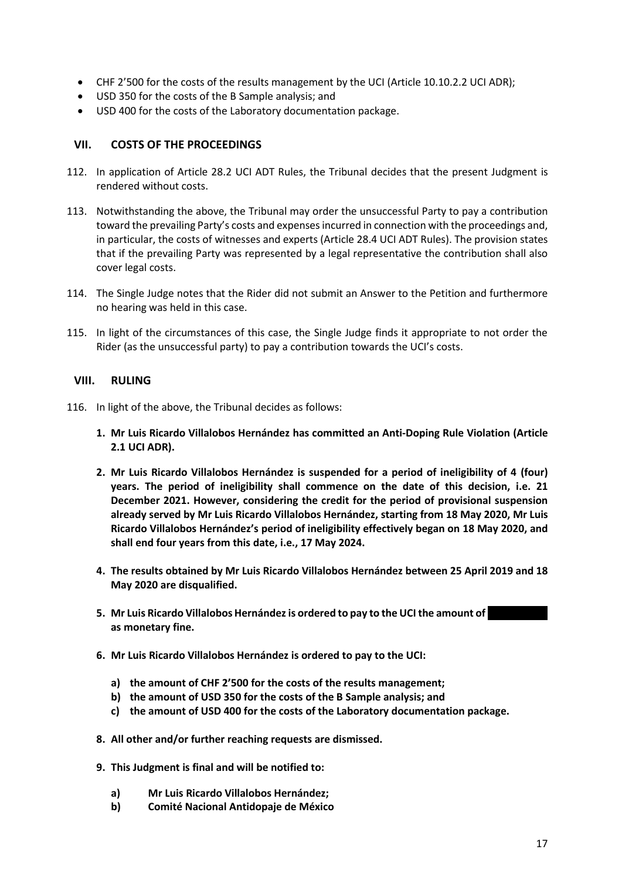- CHF 2'500 for the costs of the results management by the UCI (Article 10.10.2.2 UCI ADR);
- USD 350 for the costs of the B Sample analysis; and
- USD 400 for the costs of the Laboratory documentation package.

## VII. COSTS OF THE PROCEEDINGS

112. In application of Article 28.2 UCI ADT Rules, the Tribunal decides that the present Judgment is rendered without costs.

113. Notwithstanding the above, the Tribunal may order the unsuccessful Party to pay a contribution toward the prevailing Party's costs and expenses incurred in connection with the proceedings and, in particular, the costs of witnesses and experts (Article 28.4 UCI ADT Rules). The provision states that if the prevailing Party was represented by a legal representative the contribution shall also cover legal costs.

114. The Single Judge notes that the Rider did not submit an Answer to the Petition and furthermore no hearing was held in this case.

115. In light of the circumstances of this case, the Single Judge finds it appropriate to not order the Rider (as the unsuccessful party) to pay a contribution towards the UCI's costs.

## VIII. RULING

116. In light of the above, the Tribunal decides as follows:

**1. Mr Luis Ricardo Villalobos Hernández has committed an Anti-Doping Rule Violation (Article 2.1 UCI ADR).**

**2. Mr Luis Ricardo Villalobos Hernández is suspended for a period of ineligibility of 4 (four) years. The period of ineligibility shall commence on the date of this decision, i.e. 21 December 2021. However, considering the credit for the period of provisional suspension already served by Mr Luis Ricardo Villalobos Hernández, starting from 18 May 2020, Mr Luis Ricardo Villalobos Hernández's period of ineligibility effectively began on 18 May 2020, and shall end four years from this date, i.e., 17 May 2024.**

**4. The results obtained by Mr Luis Ricardo Villalobos Hernández between 25 April 2019 and 18 May 2020 are disqualified.**

**5. Mr Luis Ricardo Villalobos Hernández is ordered to pay to the UCI the amount of [redacted] as monetary fine.**

**6. Mr Luis Ricardo Villalobos Hernández is ordered to pay to the UCI:**

**a) the amount of CHF 2'500 for the costs of the results management;**
**b) the amount of USD 350 for the costs of the B Sample analysis; and**
**c) the amount of USD 400 for the costs of the Laboratory documentation package.**

**8. All other and/or further reaching requests are dismissed.**

**9. This Judgment is final and will be notified to:**

**a) Mr Luis Ricardo Villalobos Hernández;**
**b) Comité Nacional Antidopaje de México**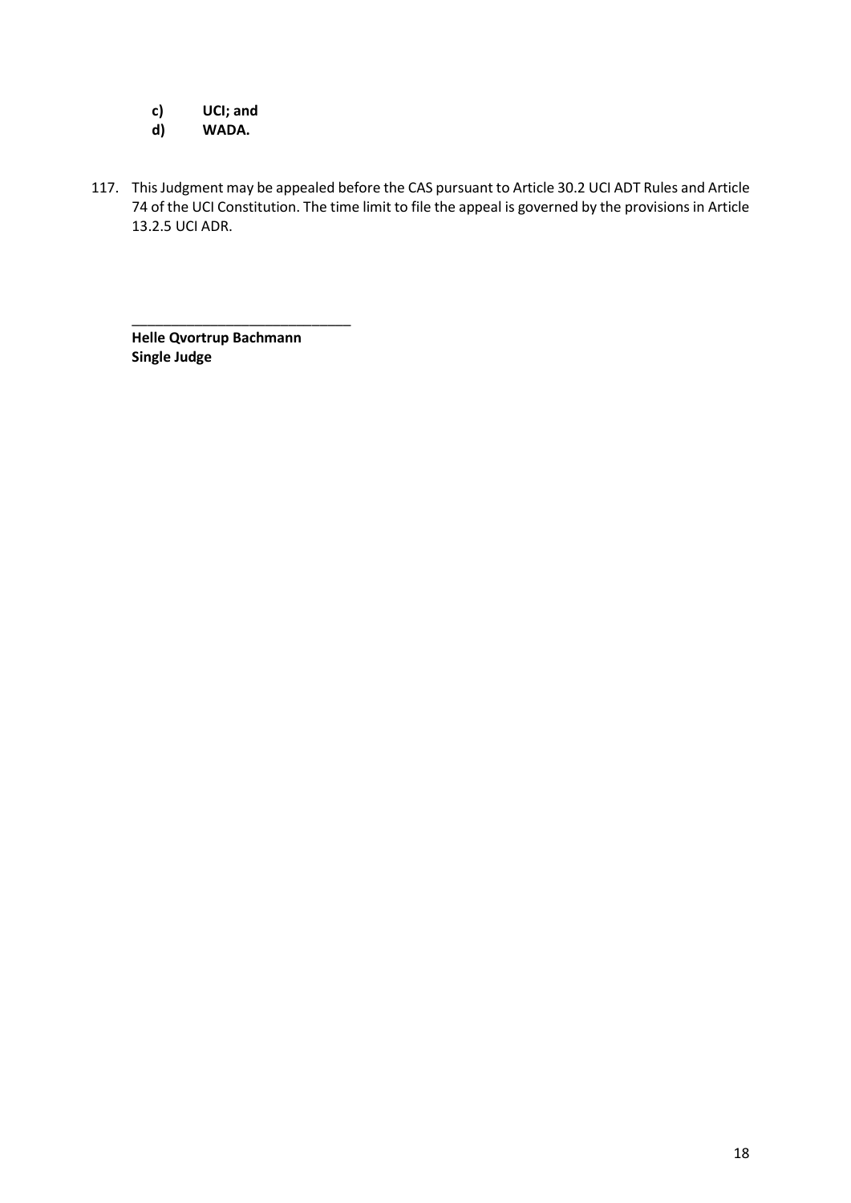**c) UCI; and**
**d) WADA.**

117. This Judgment may be appealed before the CAS pursuant to Article 30.2 UCI ADT Rules and Article 74 of the UCI Constitution. The time limit to file the appeal is governed by the provisions in Article 13.2.5 UCI ADR.

\_\_\_\_\_\_\_\_\_\_\_\_\_\_\_\_\_\_\_\_\_\_\_\_\_\_\_\_\_\_

**Helle Qvortrup Bachmann**
**Single Judge**